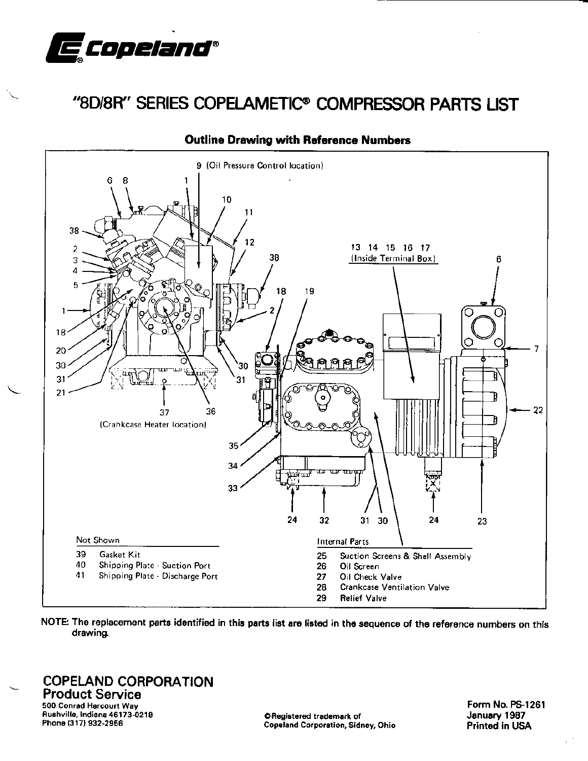# Copeland®

## "8D/8R" SERIES COPELAMETIC® COMPRESSOR PARTS LIST

### Outline Drawing with Reference Numbers

9 (Oil Pressure Control location)

13 14 15 16 17 (Inside Terminal Box)

37 (Crankcase Heater location)

**Not Shown**

| | |
|---|---|
| 39 | Gasket Kit |
| 40 | Shipping Plate - Suction Port |
| 41 | Shipping Plate - Discharge Port |

**Internal Parts**

| | |
|---|---|
| 25 | Suction Screens & Shell Assembly |
| 26 | Oil Screen |
| 27 | Oil Check Valve |
| 28 | Crankcase Ventilation Valve |
| 29 | Relief Valve |

**NOTE:** The replacement parts identified in this parts list are listed in the sequence of the reference numbers on this drawing.

**COPELAND CORPORATION**
**Product Service**
500 Conrad Harcourt Way
Rushville, Indiana 46173-0218
Phone (317) 932-2956

©Registered trademark of
Copeland Corporation, Sidney, Ohio

Form No. PS-1261
January 1987
Printed in USA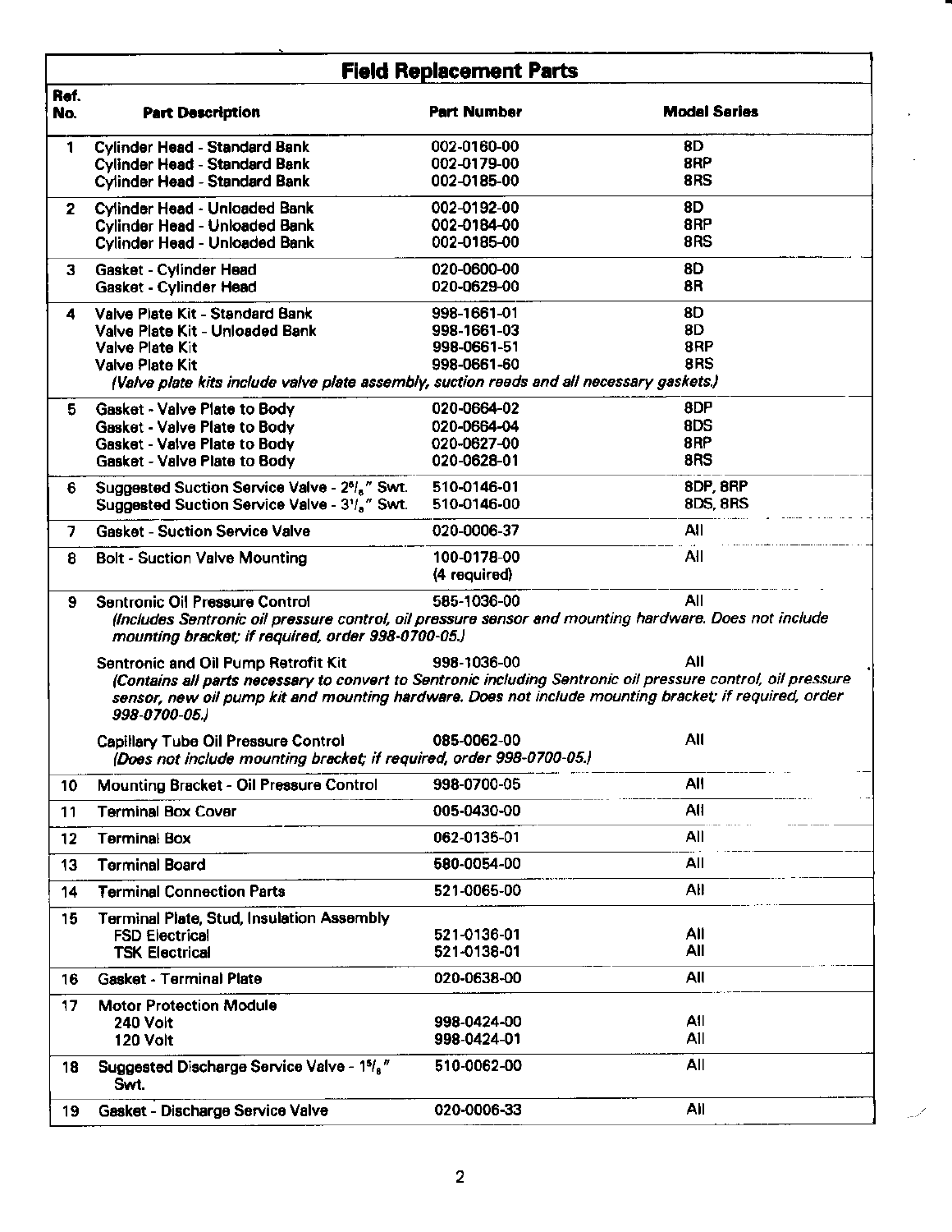## Field Replacement Parts

| Ref. No. | Part Description | Part Number | Model Series |
|---|---|---|---|
| 1 | Cylinder Head - Standard Bank | 002-0160-00 | 8D |
| | Cylinder Head - Standard Bank | 002-0179-00 | 8RP |
| | Cylinder Head - Standard Bank | 002-0185-00 | 8RS |
| 2 | Cylinder Head - Unloaded Bank | 002-0192-00 | 8D |
| | Cylinder Head - Unloaded Bank | 002-0184-00 | 8RP |
| | Cylinder Head - Unloaded Bank | 002-0185-00 | 8RS |
| 3 | Gasket - Cylinder Head | 020-0600-00 | 8D |
| | Gasket - Cylinder Head | 020-0629-00 | 8R |
| 4 | Valve Plate Kit - Standard Bank | 998-1661-01 | 8D |
| | Valve Plate Kit - Unloaded Bank | 998-1661-03 | 8D |
| | Valve Plate Kit | 998-0661-51 | 8RP |
| | Valve Plate Kit | 998-0661-60 | 8RS |
| | *(Valve plate kits include valve plate assembly, suction reeds and all necessary gaskets.)* | | |
| 5 | Gasket - Valve Plate to Body | 020-0664-02 | 8DP |
| | Gasket - Valve Plate to Body | 020-0664-04 | 8DS |
| | Gasket - Valve Plate to Body | 020-0627-00 | 8RP |
| | Gasket - Valve Plate to Body | 020-0628-01 | 8RS |
| 6 | Suggested Suction Service Valve - 2⁵/₈" Swt. | 510-0146-01 | 8DP, 8RP |
| | Suggested Suction Service Valve - 3¹/₈" Swt. | 510-0146-00 | 8DS, 8RS |
| 7 | Gasket - Suction Service Valve | 020-0006-37 | All |
| 8 | Bolt - Suction Valve Mounting | 100-0178-00 (4 required) | All |
| 9 | Sentronic Oil Pressure Control | 585-1036-00 | All |
| | *(Includes Sentronic oil pressure control, oil pressure sensor and mounting hardware. Does not include mounting bracket; if required, order 998-0700-05.)* | | |
| | Sentronic and Oil Pump Retrofit Kit | 998-1036-00 | All |
| | *(Contains all parts necessary to convert to Sentronic including Sentronic oil pressure control, oil pressure sensor, new oil pump kit and mounting hardware. Does not include mounting bracket; if required, order 998-0700-05.)* | | |
| | Capillary Tube Oil Pressure Control | 085-0062-00 | All |
| | *(Does not include mounting bracket; if required, order 998-0700-05.)* | | |
| 10 | Mounting Bracket - Oil Pressure Control | 998-0700-05 | All |
| 11 | Terminal Box Cover | 005-0430-00 | All |
| 12 | Terminal Box | 062-0135-01 | All |
| 13 | Terminal Board | 580-0054-00 | All |
| 14 | Terminal Connection Parts | 521-0065-00 | All |
| 15 | Terminal Plate, Stud, Insulation Assembly | | |
| | FSD Electrical | 521-0136-01 | All |
| | TSK Electrical | 521-0138-01 | All |
| 16 | Gasket - Terminal Plate | 020-0638-00 | All |
| 17 | Motor Protection Module | | |
| | 240 Volt | 998-0424-00 | All |
| | 120 Volt | 998-0424-01 | All |
| 18 | Suggested Discharge Service Valve - 1⁵/₈" Swt. | 510-0062-00 | All |
| 19 | Gasket - Discharge Service Valve | 020-0006-33 | All |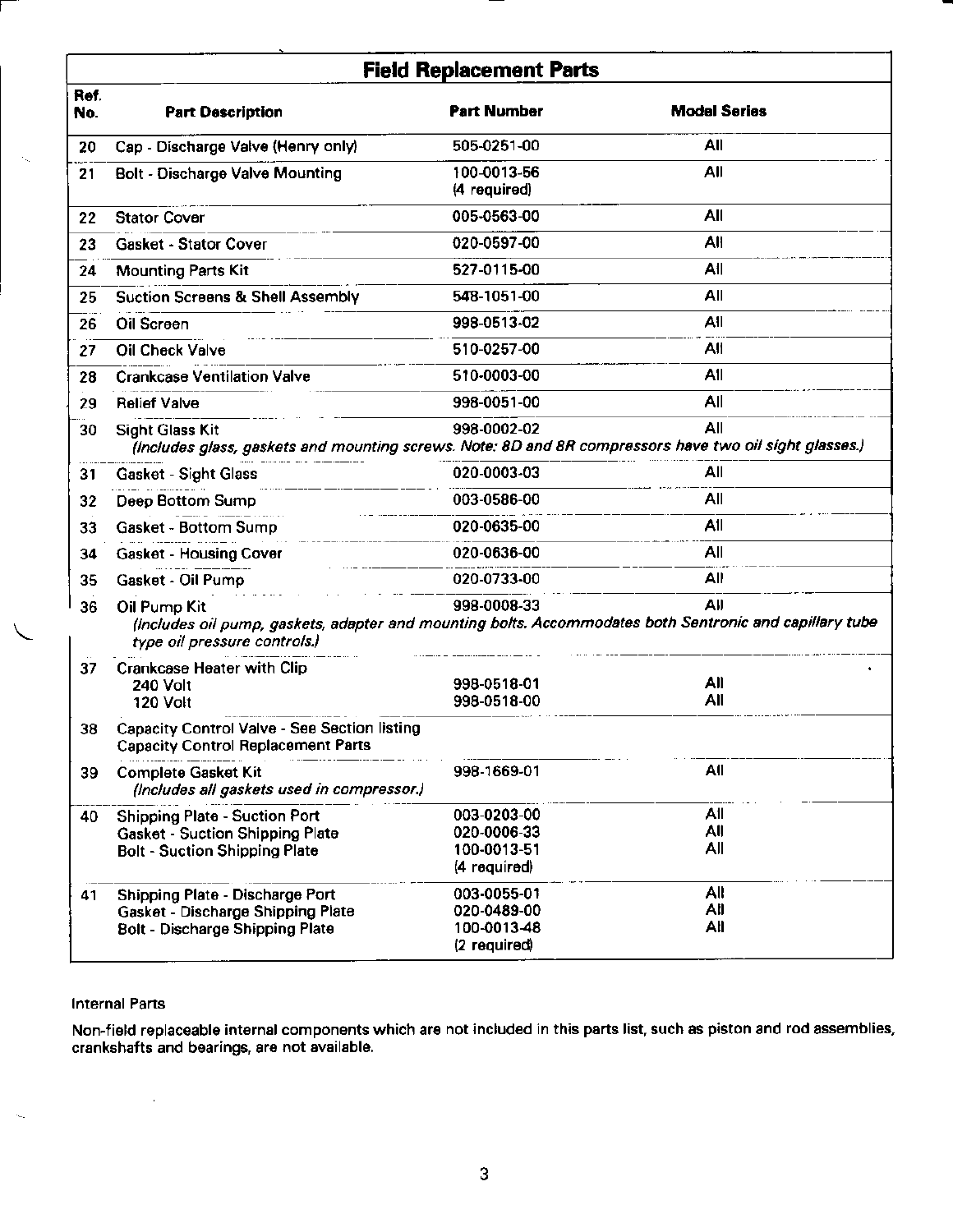| Field Replacement Parts | | | |
|---|---|---|---|
| **Ref. No.** | **Part Description** | **Part Number** | **Model Series** |
| 20 | Cap - Discharge Valve (Henry only) | 505-0251-00 | All |
| 21 | Bolt - Discharge Valve Mounting | 100-0013-56 (4 required) | All |
| 22 | Stator Cover | 005-0563-00 | All |
| 23 | Gasket - Stator Cover | 020-0597-00 | All |
| 24 | Mounting Parts Kit | 527-0115-00 | All |
| 25 | Suction Screens & Shell Assembly | 548-1051-00 | All |
| 26 | Oil Screen | 998-0513-02 | All |
| 27 | Oil Check Valve | 510-0257-00 | All |
| 28 | Crankcase Ventilation Valve | 510-0003-00 | All |
| 29 | Relief Valve | 998-0051-00 | All |
| 30 | Sight Glass Kit<br>*(Includes glass, gaskets and mounting screws. Note: 8D and 8R compressors have two oil sight glasses.)* | 998-0002-02 | All |
| 31 | Gasket - Sight Glass | 020-0003-03 | All |
| 32 | Deep Bottom Sump | 003-0586-00 | All |
| 33 | Gasket - Bottom Sump | 020-0635-00 | All |
| 34 | Gasket - Housing Cover | 020-0636-00 | All |
| 35 | Gasket - Oil Pump | 020-0733-00 | All |
| 36 | Oil Pump Kit<br>*(Includes oil pump, gaskets, adapter and mounting bolts. Accommodates both Sentronic and capillary tube type oil pressure controls.)* | 998-0008-33 | All |
| 37 | Crankcase Heater with Clip<br>240 Volt<br>120 Volt | <br>998-0518-01<br>998-0518-00 | <br>All<br>All |
| 38 | Capacity Control Valve - See Section listing Capacity Control Replacement Parts | | |
| 39 | Complete Gasket Kit<br>*(Includes all gaskets used in compressor.)* | 998-1669-01 | All |
| 40 | Shipping Plate - Suction Port<br>Gasket - Suction Shipping Plate<br>Bolt - Suction Shipping Plate | 003-0203-00<br>020-0006-33<br>100-0013-51 (4 required) | All<br>All<br>All |
| 41 | Shipping Plate - Discharge Port<br>Gasket - Discharge Shipping Plate<br>Bolt - Discharge Shipping Plate | 003-0055-01<br>020-0489-00<br>100-0013-48 (2 required) | All<br>All<br>All |

Internal Parts

Non-field replaceable internal components which are not included in this parts list, such as piston and rod assemblies, crankshafts and bearings, are not available.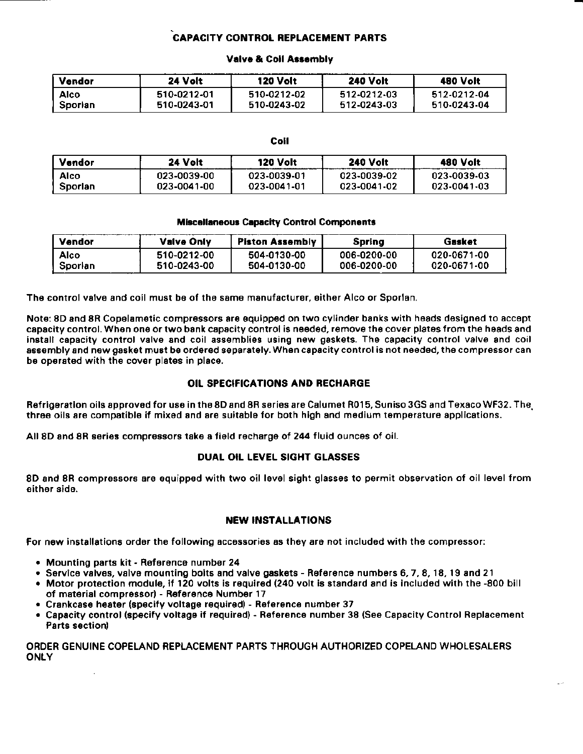## CAPACITY CONTROL REPLACEMENT PARTS

### Valve & Coil Assembly

| Vendor | 24 Volt | 120 Volt | 240 Volt | 480 Volt |
|---|---|---|---|---|
| Alco | 510-0212-01 | 510-0212-02 | 512-0212-03 | 512-0212-04 |
| Sporlan | 510-0243-01 | 510-0243-02 | 512-0243-03 | 510-0243-04 |

### Coil

| Vendor | 24 Volt | 120 Volt | 240 Volt | 480 Volt |
|---|---|---|---|---|
| Alco | 023-0039-00 | 023-0039-01 | 023-0039-02 | 023-0039-03 |
| Sporlan | 023-0041-00 | 023-0041-01 | 023-0041-02 | 023-0041-03 |

### Miscellaneous Capacity Control Components

| Vendor | Valve Only | Piston Assembly | Spring | Gasket |
|---|---|---|---|---|
| Alco | 510-0212-00 | 504-0130-00 | 006-0200-00 | 020-0671-00 |
| Sporlan | 510-0243-00 | 504-0130-00 | 006-0200-00 | 020-0671-00 |

The control valve and coil must be of the same manufacturer, either Alco or Sporlan.

Note: 8D and 8R Copelametic compressors are equipped on two cylinder banks with heads designed to accept capacity control. When one or two bank capacity control is needed, remove the cover plates from the heads and install capacity control valve and coil assemblies using new gaskets. The capacity control valve and coil assembly and new gasket must be ordered separately. When capacity control is not needed, the compressor can be operated with the cover plates in place.

## OIL SPECIFICATIONS AND RECHARGE

Refrigeration oils approved for use in the 8D and 8R series are Calumet R015, Suniso 3GS and Texaco WF32. The three oils are compatible if mixed and are suitable for both high and medium temperature applications.

All 8D and 8R series compressors take a field recharge of 244 fluid ounces of oil.

## DUAL OIL LEVEL SIGHT GLASSES

8D and 8R compressors are equipped with two oil level sight glasses to permit observation of oil level from either side.

## NEW INSTALLATIONS

For new installations order the following accessories as they are not included with the compressor:

- Mounting parts kit - Reference number 24
- Service valves, valve mounting bolts and valve gaskets - Reference numbers 6, 7, 8, 18, 19 and 21
- Motor protection module, if 120 volts is required (240 volt is standard and is included with the -800 bill of material compressor) - Reference Number 17
- Crankcase heater (specify voltage required) - Reference number 37
- Capacity control (specify voltage if required) - Reference number 38 (See Capacity Control Replacement Parts section)

ORDER GENUINE COPELAND REPLACEMENT PARTS THROUGH AUTHORIZED COPELAND WHOLESALERS ONLY